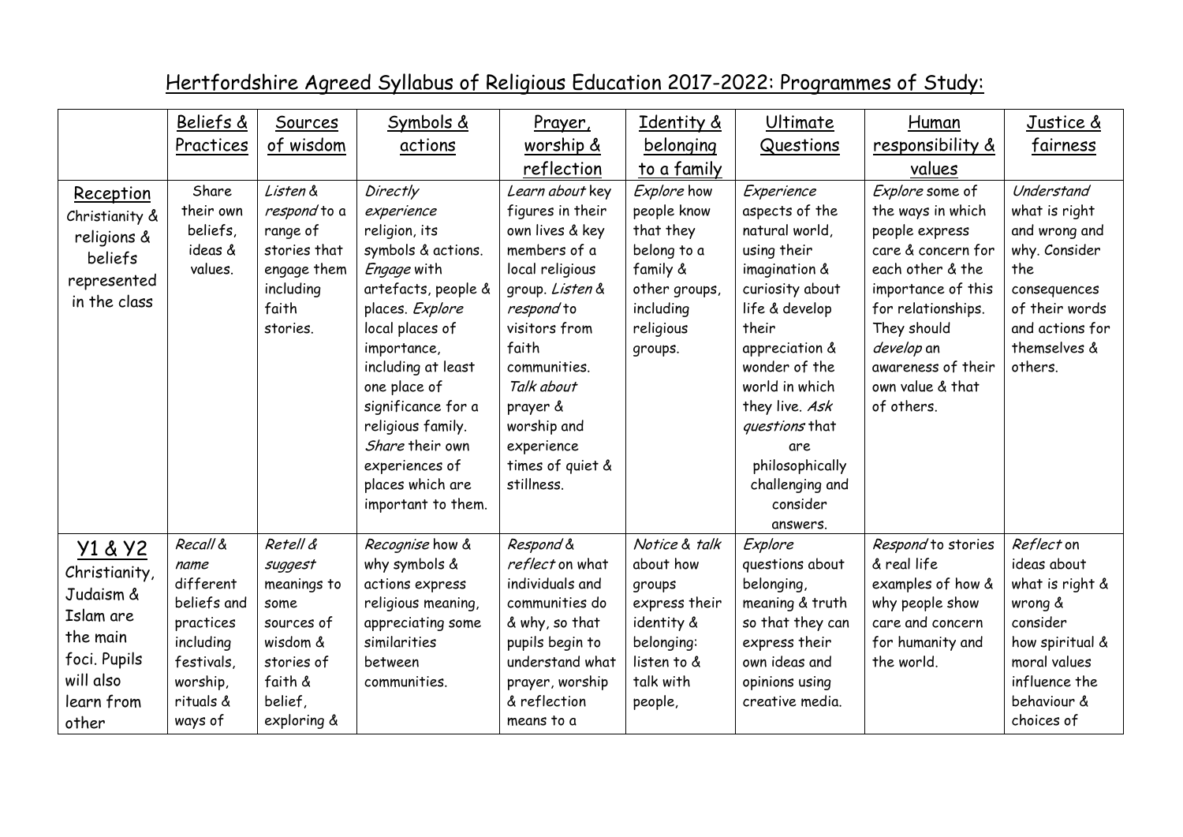# Hertfordshire Agreed Syllabus of Religious Education 2017-2022: Programmes of Study:

| | Beliefs & Practices | Sources of wisdom | Symbols & actions | Prayer, worship & reflection | Identity & belonging to a family | Ultimate Questions | Human responsibility & values | Justice & fairness |
|---|---|---|---|---|---|---|---|---|
| Reception Christianity & religions & beliefs represented in the class | Share their own beliefs, ideas & values. | *Listen & respond* to a range of stories that engage them including faith stories. | *Directly experience* religion, its symbols & actions. *Engage* with artefacts, people & places. *Explore* local places of importance, including at least one place of significance for a religious family. *Share* their own experiences of places which are important to them. | *Learn about* key figures in their own lives & key members of a local religious group. *Listen & respond* to visitors from faith communities. *Talk about* prayer & worship and experience times of quiet & stillness. | *Explore* how people know that they belong to a family & other groups, including religious groups. | *Experience* aspects of the natural world, using their imagination & curiosity about life & develop their appreciation & wonder of the world in which they live. *Ask questions* that are philosophically challenging and consider answers. | *Explore* some of the ways in which people express care & concern for each other & the importance of this for relationships. They should *develop* an awareness of their own value & that of others. | *Understand* what is right and wrong and why. Consider the consequences of their words and actions for themselves & others. |
| Y1 & Y2 Christianity, Judaism & Islam are the main foci. Pupils will also learn from other | *Recall & name* different beliefs and practices including festivals, worship, rituals & ways of | *Retell & suggest* meanings to some sources of wisdom & stories of faith & belief, exploring & | *Recognise* how & why symbols & actions express religious meaning, appreciating some similarities between communities. | *Respond & reflect* on what individuals and communities do & why, so that pupils begin to understand what prayer, worship & reflection means to a | *Notice & talk* about how groups express their identity & belonging: listen to & talk with people, | *Explore* questions about belonging, meaning & truth so that they can express their own ideas and opinions using creative media. | *Respond* to stories & real life examples of how & why people show care and concern for humanity and the world. | *Reflect* on ideas about what is right & wrong & consider how spiritual & moral values influence the behaviour & choices of |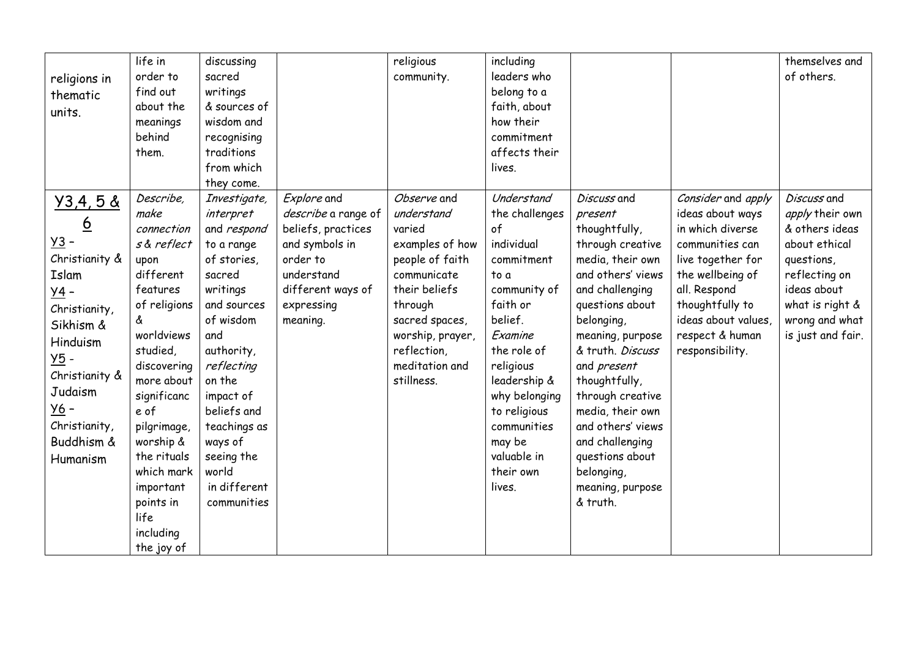| | | | | | | | | |
|---|---|---|---|---|---|---|---|---|
| religions in thematic units. | life in order to find out about the meanings behind them. | discussing sacred writings & sources of wisdom and recognising traditions from which they come. | | religious community. | including leaders who belong to a faith, about how their commitment affects their lives. | | | themselves and of others. |
| <u>Y3,4, 5 & 6</u><br><u>Y3</u> – Christianity & Islam<br><u>Y4</u> – Christianity, Sikhism & Hinduism<br><u>Y5</u> - Christianity & Judaism<br><u>Y6</u> – Christianity, Buddhism & Humanism | *Describe, make connections & reflect* upon different features of religions & worldviews studied, discovering more about significance of pilgrimage, worship & the rituals which mark important points in life including the joy of | *Investigate, interpret* and *respond* to a range of stories, sacred writings and sources of wisdom and authority, *reflecting* on the impact of beliefs and teachings as ways of seeing the world in different communities | *Explore* and *describe* a range of beliefs, practices and symbols in order to understand different ways of expressing meaning. | *Observe* and *understand* varied examples of how people of faith communicate their beliefs through sacred spaces, worship, prayer, reflection, meditation and stillness. | *Understand* the challenges of individual commitment to a community of faith or belief. *Examine* the role of religious leadership & why belonging to religious communities may be valuable in their own lives. | *Discuss* and *present* thoughtfully, through creative media, their own and others' views and challenging questions about belonging, meaning, purpose & truth. *Discuss* and *present* thoughtfully, through creative media, their own and others' views and challenging questions about belonging, meaning, purpose & truth. | *Consider* and *apply* ideas about ways in which diverse communities can live together for the wellbeing of all. Respond thoughtfully to ideas about values, respect & human responsibility. | *Discuss* and *apply* their own & others ideas about ethical questions, reflecting on ideas about what is right & wrong and what is just and fair. |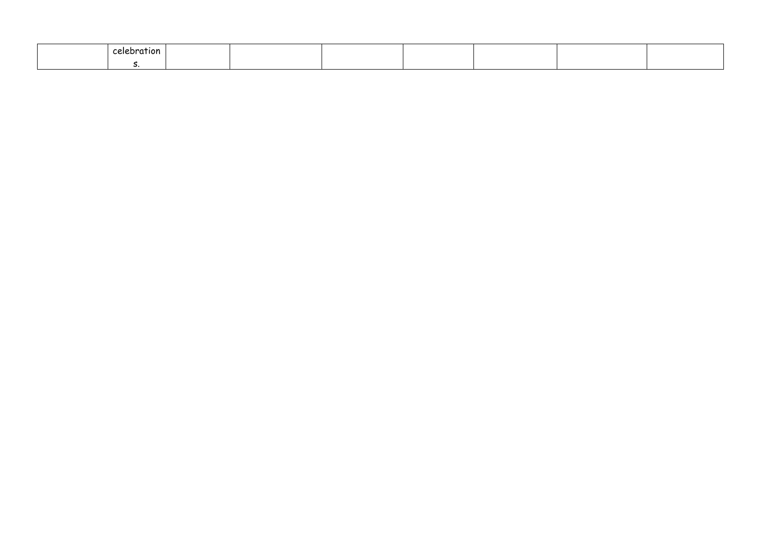| | | | | | | | | |
|---|---|---|---|---|---|---|---|---|
| | celebrations. | | | | | | | |